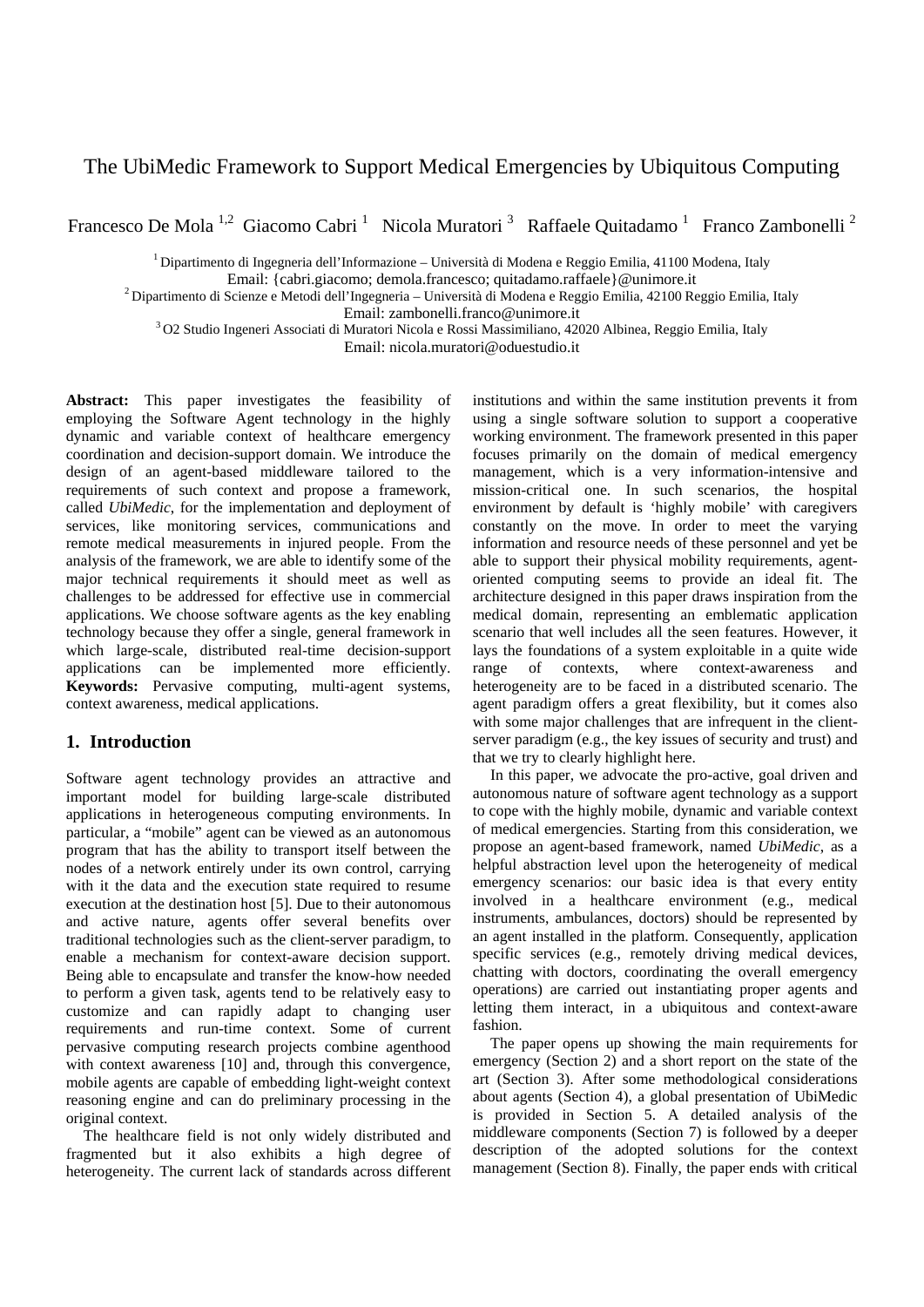# The UbiMedic Framework to Support Medical Emergencies by Ubiquitous Computing

Francesco De Mola [1,2] Giacomo Cabri [1] Nicola Muratori [3] Raffaele Quitadamo [1] Franco Zambonelli [2]

[1] Dipartimento di Ingegneria dell'Informazione – Università di Modena e Reggio Emilia, 41100 Modena, Italy
Email: {cabri.giacomo; demola.francesco; quitadamo.raffaele}@unimore.it
[2] Dipartimento di Scienze e Metodi dell'Ingegneria – Università di Modena e Reggio Emilia, 42100 Reggio Emilia, Italy
Email: zambonelli.franco@unimore.it
[3] O2 Studio Ingeneri Associati di Muratori Nicola e Rossi Massimiliano, 42020 Albinea, Reggio Emilia, Italy
Email: nicola.muratori@oduestudio.it

**Abstract:** This paper investigates the feasibility of employing the Software Agent technology in the highly dynamic and variable context of healthcare emergency coordination and decision-support domain. We introduce the design of an agent-based middleware tailored to the requirements of such context and propose a framework, called *UbiMedic*, for the implementation and deployment of services, like monitoring services, communications and remote medical measurements in injured people. From the analysis of the framework, we are able to identify some of the major technical requirements it should meet as well as challenges to be addressed for effective use in commercial applications. We choose software agents as the key enabling technology because they offer a single, general framework in which large-scale, distributed real-time decision-support applications can be implemented more efficiently.
**Keywords:** Pervasive computing, multi-agent systems, context awareness, medical applications.

## 1. Introduction

Software agent technology provides an attractive and important model for building large-scale distributed applications in heterogeneous computing environments. In particular, a "mobile" agent can be viewed as an autonomous program that has the ability to transport itself between the nodes of a network entirely under its own control, carrying with it the data and the execution state required to resume execution at the destination host [5]. Due to their autonomous and active nature, agents offer several benefits over traditional technologies such as the client-server paradigm, to enable a mechanism for context-aware decision support. Being able to encapsulate and transfer the know-how needed to perform a given task, agents tend to be relatively easy to customize and can rapidly adapt to changing user requirements and run-time context. Some of current pervasive computing research projects combine agenthood with context awareness [10] and, through this convergence, mobile agents are capable of embedding light-weight context reasoning engine and can do preliminary processing in the original context.

The healthcare field is not only widely distributed and fragmented but it also exhibits a high degree of heterogeneity. The current lack of standards across different institutions and within the same institution prevents it from using a single software solution to support a cooperative working environment. The framework presented in this paper focuses primarily on the domain of medical emergency management, which is a very information-intensive and mission-critical one. In such scenarios, the hospital environment by default is 'highly mobile' with caregivers constantly on the move. In order to meet the varying information and resource needs of these personnel and yet be able to support their physical mobility requirements, agent-oriented computing seems to provide an ideal fit. The architecture designed in this paper draws inspiration from the medical domain, representing an emblematic application scenario that well includes all the seen features. However, it lays the foundations of a system exploitable in a quite wide range of contexts, where context-awareness and heterogeneity are to be faced in a distributed scenario. The agent paradigm offers a great flexibility, but it comes also with some major challenges that are infrequent in the client-server paradigm (e.g., the key issues of security and trust) and that we try to clearly highlight here.

In this paper, we advocate the pro-active, goal driven and autonomous nature of software agent technology as a support to cope with the highly mobile, dynamic and variable context of medical emergencies. Starting from this consideration, we propose an agent-based framework, named *UbiMedic*, as a helpful abstraction level upon the heterogeneity of medical emergency scenarios: our basic idea is that every entity involved in a healthcare environment (e.g., medical instruments, ambulances, doctors) should be represented by an agent installed in the platform. Consequently, application specific services (e.g., remotely driving medical devices, chatting with doctors, coordinating the overall emergency operations) are carried out instantiating proper agents and letting them interact, in a ubiquitous and context-aware fashion.

The paper opens up showing the main requirements for emergency (Section 2) and a short report on the state of the art (Section 3). After some methodological considerations about agents (Section 4), a global presentation of UbiMedic is provided in Section 5. A detailed analysis of the middleware components (Section 7) is followed by a deeper description of the adopted solutions for the context management (Section 8). Finally, the paper ends with critical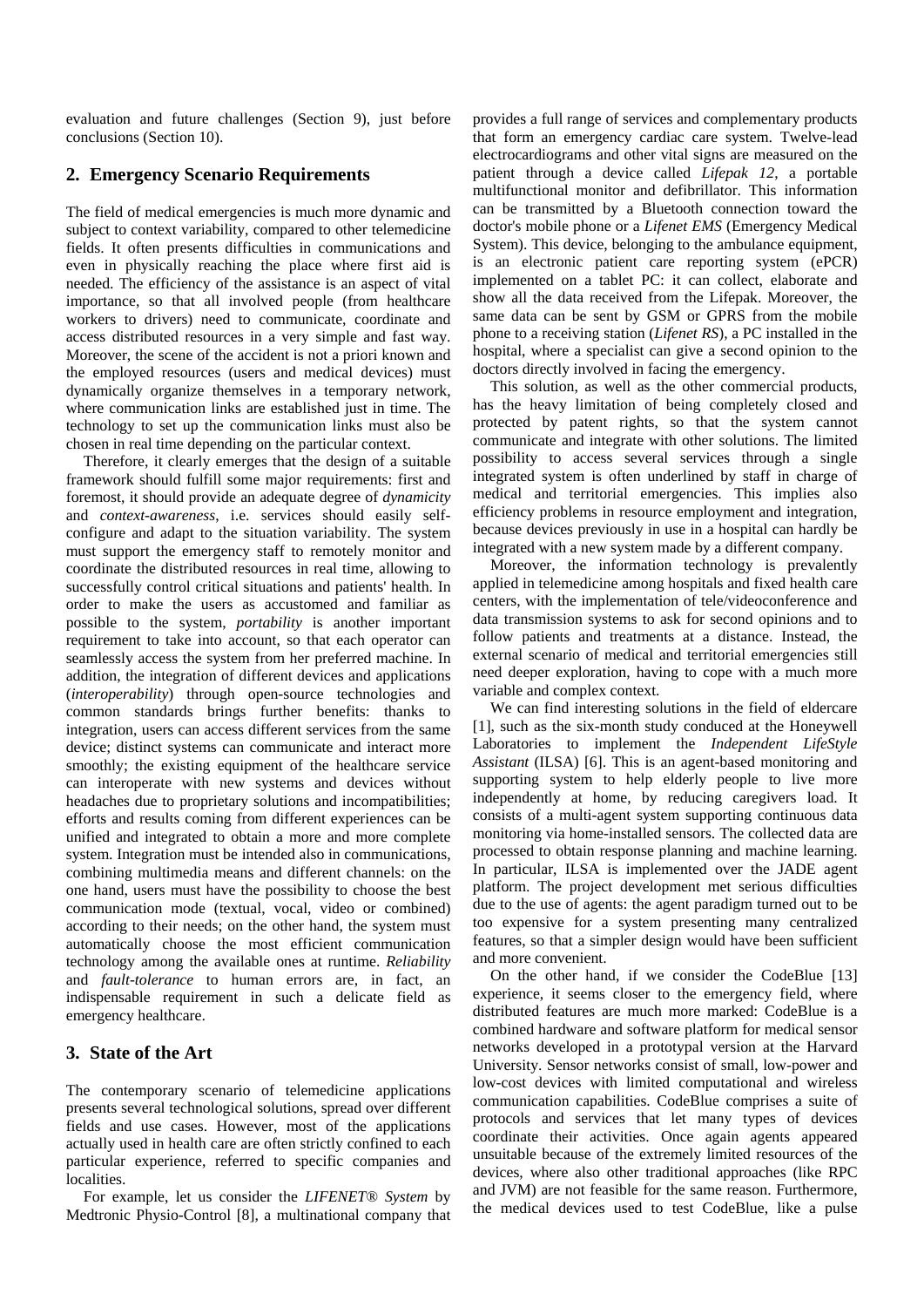evaluation and future challenges (Section 9), just before conclusions (Section 10).

## 2. Emergency Scenario Requirements

The field of medical emergencies is much more dynamic and subject to context variability, compared to other telemedicine fields. It often presents difficulties in communications and even in physically reaching the place where first aid is needed. The efficiency of the assistance is an aspect of vital importance, so that all involved people (from healthcare workers to drivers) need to communicate, coordinate and access distributed resources in a very simple and fast way. Moreover, the scene of the accident is not a priori known and the employed resources (users and medical devices) must dynamically organize themselves in a temporary network, where communication links are established just in time. The technology to set up the communication links must also be chosen in real time depending on the particular context.

Therefore, it clearly emerges that the design of a suitable framework should fulfill some major requirements: first and foremost, it should provide an adequate degree of *dynamicity* and *context-awareness*, i.e. services should easily self-configure and adapt to the situation variability. The system must support the emergency staff to remotely monitor and coordinate the distributed resources in real time, allowing to successfully control critical situations and patients' health. In order to make the users as accustomed and familiar as possible to the system, *portability* is another important requirement to take into account, so that each operator can seamlessly access the system from her preferred machine. In addition, the integration of different devices and applications (*interoperability*) through open-source technologies and common standards brings further benefits: thanks to integration, users can access different services from the same device; distinct systems can communicate and interact more smoothly; the existing equipment of the healthcare service can interoperate with new systems and devices without headaches due to proprietary solutions and incompatibilities; efforts and results coming from different experiences can be unified and integrated to obtain a more and more complete system. Integration must be intended also in communications, combining multimedia means and different channels: on the one hand, users must have the possibility to choose the best communication mode (textual, vocal, video or combined) according to their needs; on the other hand, the system must automatically choose the most efficient communication technology among the available ones at runtime. *Reliability* and *fault-tolerance* to human errors are, in fact, an indispensable requirement in such a delicate field as emergency healthcare.

## 3. State of the Art

The contemporary scenario of telemedicine applications presents several technological solutions, spread over different fields and use cases. However, most of the applications actually used in health care are often strictly confined to each particular experience, referred to specific companies and localities.

For example, let us consider the *LIFENET® System* by Medtronic Physio-Control [8], a multinational company that provides a full range of services and complementary products that form an emergency cardiac care system. Twelve-lead electrocardiograms and other vital signs are measured on the patient through a device called *Lifepak 12*, a portable multifunctional monitor and defibrillator. This information can be transmitted by a Bluetooth connection toward the doctor's mobile phone or a *Lifenet EMS* (Emergency Medical System). This device, belonging to the ambulance equipment, is an electronic patient care reporting system (ePCR) implemented on a tablet PC: it can collect, elaborate and show all the data received from the Lifepak. Moreover, the same data can be sent by GSM or GPRS from the mobile phone to a receiving station (*Lifenet RS*), a PC installed in the hospital, where a specialist can give a second opinion to the doctors directly involved in facing the emergency.

This solution, as well as the other commercial products, has the heavy limitation of being completely closed and protected by patent rights, so that the system cannot communicate and integrate with other solutions. The limited possibility to access several services through a single integrated system is often underlined by staff in charge of medical and territorial emergencies. This implies also efficiency problems in resource employment and integration, because devices previously in use in a hospital can hardly be integrated with a new system made by a different company.

Moreover, the information technology is prevalently applied in telemedicine among hospitals and fixed health care centers, with the implementation of tele/videoconference and data transmission systems to ask for second opinions and to follow patients and treatments at a distance. Instead, the external scenario of medical and territorial emergencies still need deeper exploration, having to cope with a much more variable and complex context.

We can find interesting solutions in the field of eldercare [1], such as the six-month study conduced at the Honeywell Laboratories to implement the *Independent LifeStyle Assistant* (ILSA) [6]. This is an agent-based monitoring and supporting system to help elderly people to live more independently at home, by reducing caregivers load. It consists of a multi-agent system supporting continuous data monitoring via home-installed sensors. The collected data are processed to obtain response planning and machine learning. In particular, ILSA is implemented over the JADE agent platform. The project development met serious difficulties due to the use of agents: the agent paradigm turned out to be too expensive for a system presenting many centralized features, so that a simpler design would have been sufficient and more convenient.

On the other hand, if we consider the CodeBlue [13] experience, it seems closer to the emergency field, where distributed features are much more marked: CodeBlue is a combined hardware and software platform for medical sensor networks developed in a prototypal version at the Harvard University. Sensor networks consist of small, low-power and low-cost devices with limited computational and wireless communication capabilities. CodeBlue comprises a suite of protocols and services that let many types of devices coordinate their activities. Once again agents appeared unsuitable because of the extremely limited resources of the devices, where also other traditional approaches (like RPC and JVM) are not feasible for the same reason. Furthermore, the medical devices used to test CodeBlue, like a pulse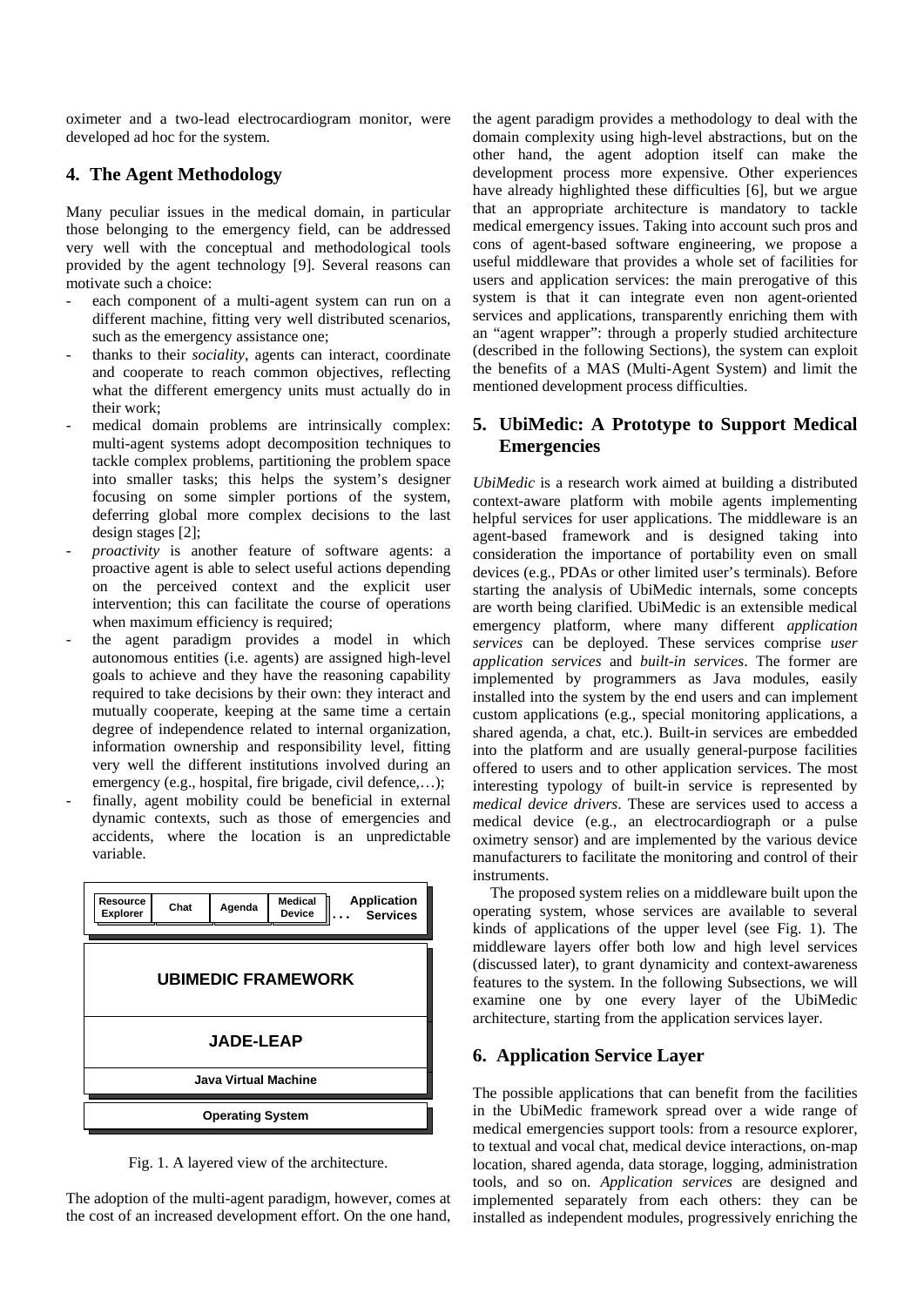oximeter and a two-lead electrocardiogram monitor, were developed ad hoc for the system.

## 4. The Agent Methodology

Many peculiar issues in the medical domain, in particular those belonging to the emergency field, can be addressed very well with the conceptual and methodological tools provided by the agent technology [9]. Several reasons can motivate such a choice:

- each component of a multi-agent system can run on a different machine, fitting very well distributed scenarios, such as the emergency assistance one;
- thanks to their *sociality*, agents can interact, coordinate and cooperate to reach common objectives, reflecting what the different emergency units must actually do in their work;
- medical domain problems are intrinsically complex: multi-agent systems adopt decomposition techniques to tackle complex problems, partitioning the problem space into smaller tasks; this helps the system's designer focusing on some simpler portions of the system, deferring global more complex decisions to the last design stages [2];
- *proactivity* is another feature of software agents: a proactive agent is able to select useful actions depending on the perceived context and the explicit user intervention; this can facilitate the course of operations when maximum efficiency is required;
- the agent paradigm provides a model in which autonomous entities (i.e. agents) are assigned high-level goals to achieve and they have the reasoning capability required to take decisions by their own: they interact and mutually cooperate, keeping at the same time a certain degree of independence related to internal organization, information ownership and responsibility level, fitting very well the different institutions involved during an emergency (e.g., hospital, fire brigade, civil defence,…);
- finally, agent mobility could be beneficial in external dynamic contexts, such as those of emergencies and accidents, where the location is an unpredictable variable.

| Resource Explorer | Chat | Agenda | Medical Device | … Application Services |
|---|---|---|---|---|
| UBIMEDIC FRAMEWORK | | | | |
| JADE-LEAP | | | | |
| Java Virtual Machine | | | | |
| Operating System | | | | |

Fig. 1. A layered view of the architecture.

The adoption of the multi-agent paradigm, however, comes at the cost of an increased development effort. On the one hand, the agent paradigm provides a methodology to deal with the domain complexity using high-level abstractions, but on the other hand, the agent adoption itself can make the development process more expensive. Other experiences have already highlighted these difficulties [6], but we argue that an appropriate architecture is mandatory to tackle medical emergency issues. Taking into account such pros and cons of agent-based software engineering, we propose a useful middleware that provides a whole set of facilities for users and application services: the main prerogative of this system is that it can integrate even non agent-oriented services and applications, transparently enriching them with an "agent wrapper": through a properly studied architecture (described in the following Sections), the system can exploit the benefits of a MAS (Multi-Agent System) and limit the mentioned development process difficulties.

## 5. UbiMedic: A Prototype to Support Medical Emergencies

*UbiMedic* is a research work aimed at building a distributed context-aware platform with mobile agents implementing helpful services for user applications. The middleware is an agent-based framework and is designed taking into consideration the importance of portability even on small devices (e.g., PDAs or other limited user's terminals). Before starting the analysis of UbiMedic internals, some concepts are worth being clarified. UbiMedic is an extensible medical emergency platform, where many different *application services* can be deployed. These services comprise *user application services* and *built-in services*. The former are implemented by programmers as Java modules, easily installed into the system by the end users and can implement custom applications (e.g., special monitoring applications, a shared agenda, a chat, etc.). Built-in services are embedded into the platform and are usually general-purpose facilities offered to users and to other application services. The most interesting typology of built-in service is represented by *medical device drivers*. These are services used to access a medical device (e.g., an electrocardiograph or a pulse oximetry sensor) and are implemented by the various device manufacturers to facilitate the monitoring and control of their instruments.

The proposed system relies on a middleware built upon the operating system, whose services are available to several kinds of applications of the upper level (see Fig. 1). The middleware layers offer both low and high level services (discussed later), to grant dynamicity and context-awareness features to the system. In the following Subsections, we will examine one by one every layer of the UbiMedic architecture, starting from the application services layer.

## 6. Application Service Layer

The possible applications that can benefit from the facilities in the UbiMedic framework spread over a wide range of medical emergencies support tools: from a resource explorer, to textual and vocal chat, medical device interactions, on-map location, shared agenda, data storage, logging, administration tools, and so on. *Application services* are designed and implemented separately from each others: they can be installed as independent modules, progressively enriching the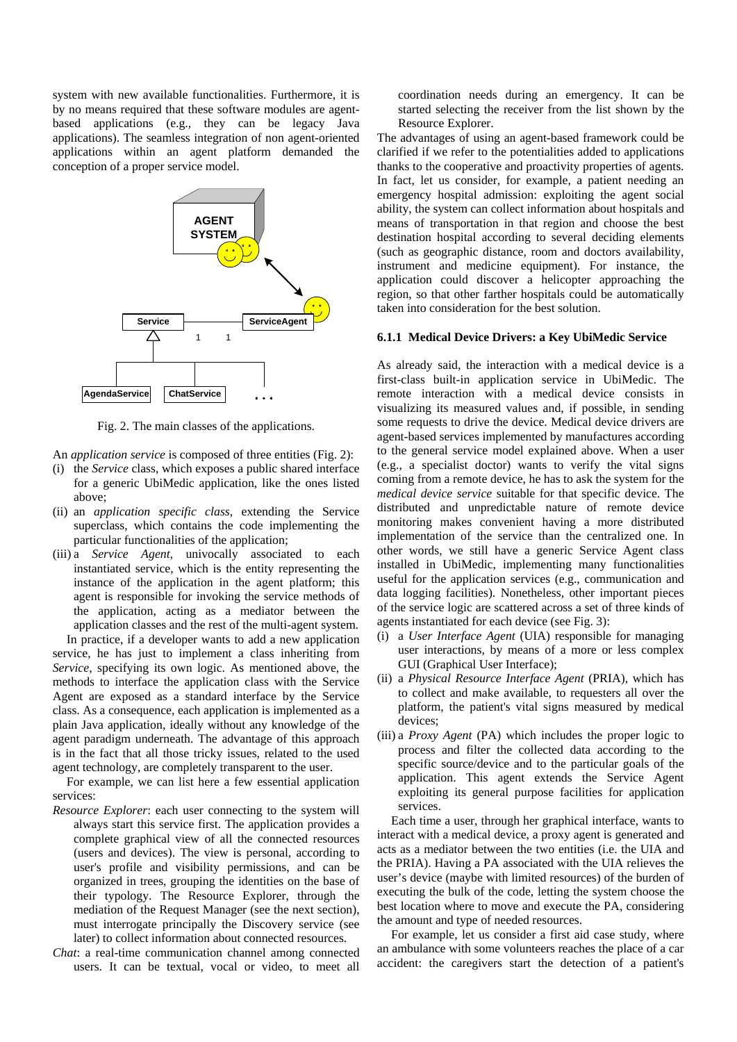system with new available functionalities. Furthermore, it is by no means required that these software modules are agent-based applications (e.g., they can be legacy Java applications). The seamless integration of non agent-oriented applications within an agent platform demanded the conception of a proper service model.

Fig. 2. The main classes of the applications.

An *application service* is composed of three entities (Fig. 2):

(i) the *Service* class, which exposes a public shared interface for a generic UbiMedic application, like the ones listed above;

(ii) an *application specific class*, extending the Service superclass, which contains the code implementing the particular functionalities of the application;

(iii) a *Service Agent*, univocally associated to each instantiated service, which is the entity representing the instance of the application in the agent platform; this agent is responsible for invoking the service methods of the application, acting as a mediator between the application classes and the rest of the multi-agent system.

In practice, if a developer wants to add a new application service, he has just to implement a class inheriting from *Service*, specifying its own logic. As mentioned above, the methods to interface the application class with the Service Agent are exposed as a standard interface by the Service class. As a consequence, each application is implemented as a plain Java application, ideally without any knowledge of the agent paradigm underneath. The advantage of this approach is in the fact that all those tricky issues, related to the used agent technology, are completely transparent to the user.

For example, we can list here a few essential application services:

*Resource Explorer*: each user connecting to the system will always start this service first. The application provides a complete graphical view of all the connected resources (users and devices). The view is personal, according to user's profile and visibility permissions, and can be organized in trees, grouping the identities on the base of their typology. The Resource Explorer, through the mediation of the Request Manager (see the next section), must interrogate principally the Discovery service (see later) to collect information about connected resources.

*Chat*: a real-time communication channel among connected users. It can be textual, vocal or video, to meet all coordination needs during an emergency. It can be started selecting the receiver from the list shown by the Resource Explorer.

The advantages of using an agent-based framework could be clarified if we refer to the potentialities added to applications thanks to the cooperative and proactivity properties of agents. In fact, let us consider, for example, a patient needing an emergency hospital admission: exploiting the agent social ability, the system can collect information about hospitals and means of transportation in that region and choose the best destination hospital according to several deciding elements (such as geographic distance, room and doctors availability, instrument and medicine equipment). For instance, the application could discover a helicopter approaching the region, so that other farther hospitals could be automatically taken into consideration for the best solution.

### 6.1.1 Medical Device Drivers: a Key UbiMedic Service

As already said, the interaction with a medical device is a first-class built-in application service in UbiMedic. The remote interaction with a medical device consists in visualizing its measured values and, if possible, in sending some requests to drive the device. Medical device drivers are agent-based services implemented by manufactures according to the general service model explained above. When a user (e.g., a specialist doctor) wants to verify the vital signs coming from a remote device, he has to ask the system for the *medical device service* suitable for that specific device. The distributed and unpredictable nature of remote device monitoring makes convenient having a more distributed implementation of the service than the centralized one. In other words, we still have a generic Service Agent class installed in UbiMedic, implementing many functionalities useful for the application services (e.g., communication and data logging facilities). Nonetheless, other important pieces of the service logic are scattered across a set of three kinds of agents instantiated for each device (see Fig. 3):

(i) a *User Interface Agent* (UIA) responsible for managing user interactions, by means of a more or less complex GUI (Graphical User Interface);

(ii) a *Physical Resource Interface Agent* (PRIA), which has to collect and make available, to requesters all over the platform, the patient's vital signs measured by medical devices;

(iii) a *Proxy Agent* (PA) which includes the proper logic to process and filter the collected data according to the specific source/device and to the particular goals of the application. This agent extends the Service Agent exploiting its general purpose facilities for application services.

Each time a user, through her graphical interface, wants to interact with a medical device, a proxy agent is generated and acts as a mediator between the two entities (i.e. the UIA and the PRIA). Having a PA associated with the UIA relieves the user's device (maybe with limited resources) of the burden of executing the bulk of the code, letting the system choose the best location where to move and execute the PA, considering the amount and type of needed resources.

For example, let us consider a first aid case study, where an ambulance with some volunteers reaches the place of a car accident: the caregivers start the detection of a patient's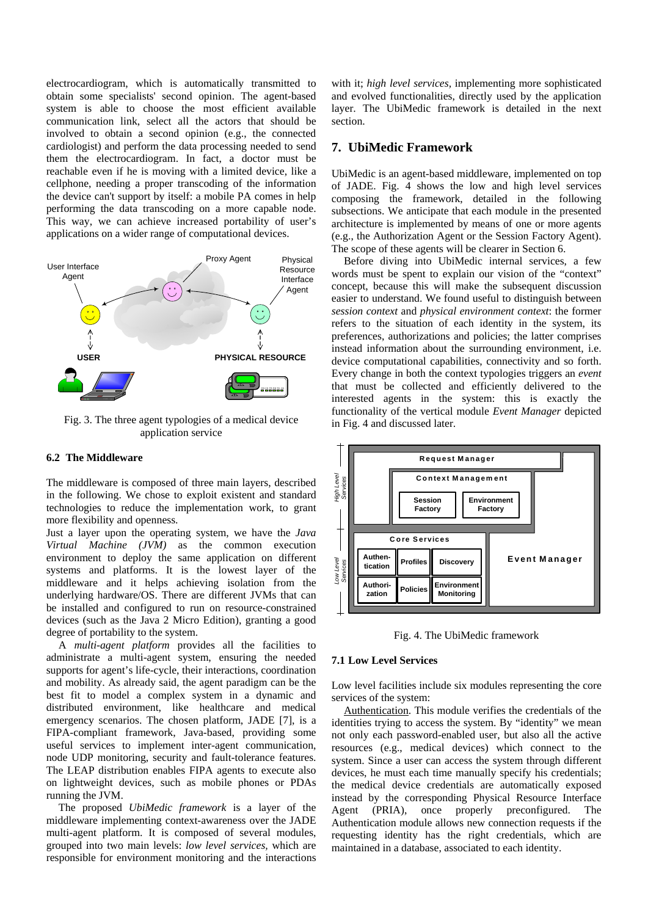electrocardiogram, which is automatically transmitted to obtain some specialists' second opinion. The agent-based system is able to choose the most efficient available communication link, select all the actors that should be involved to obtain a second opinion (e.g., the connected cardiologist) and perform the data processing needed to send them the electrocardiogram. In fact, a doctor must be reachable even if he is moving with a limited device, like a cellphone, needing a proper transcoding of the information the device can't support by itself: a mobile PA comes in help performing the data transcoding on a more capable node. This way, we can achieve increased portability of user's applications on a wider range of computational devices.

Fig. 3. The three agent typologies of a medical device application service

### 6.2 The Middleware

The middleware is composed of three main layers, described in the following. We chose to exploit existent and standard technologies to reduce the implementation work, to grant more flexibility and openness.

Just a layer upon the operating system, we have the *Java Virtual Machine (JVM)* as the common execution environment to deploy the same application on different systems and platforms. It is the lowest layer of the middleware and it helps achieving isolation from the underlying hardware/OS. There are different JVMs that can be installed and configured to run on resource-constrained devices (such as the Java 2 Micro Edition), granting a good degree of portability to the system.

A *multi-agent platform* provides all the facilities to administrate a multi-agent system, ensuring the needed supports for agent's life-cycle, their interactions, coordination and mobility. As already said, the agent paradigm can be the best fit to model a complex system in a dynamic and distributed environment, like healthcare and medical emergency scenarios. The chosen platform, JADE [7], is a FIPA-compliant framework, Java-based, providing some useful services to implement inter-agent communication, node UDP monitoring, security and fault-tolerance features. The LEAP distribution enables FIPA agents to execute also on lightweight devices, such as mobile phones or PDAs running the JVM.

The proposed *UbiMedic framework* is a layer of the middleware implementing context-awareness over the JADE multi-agent platform. It is composed of several modules, grouped into two main levels: *low level services*, which are responsible for environment monitoring and the interactions with it; *high level services*, implementing more sophisticated and evolved functionalities, directly used by the application layer. The UbiMedic framework is detailed in the next section.

## 7. UbiMedic Framework

UbiMedic is an agent-based middleware, implemented on top of JADE. Fig. 4 shows the low and high level services composing the framework, detailed in the following subsections. We anticipate that each module in the presented architecture is implemented by means of one or more agents (e.g., the Authorization Agent or the Session Factory Agent). The scope of these agents will be clearer in Section 6.

Before diving into UbiMedic internal services, a few words must be spent to explain our vision of the "context" concept, because this will make the subsequent discussion easier to understand. We found useful to distinguish between *session context* and *physical environment context*: the former refers to the situation of each identity in the system, its preferences, authorizations and policies; the latter comprises instead information about the surrounding environment, i.e. device computational capabilities, connectivity and so forth. Every change in both the context typologies triggers an *event* that must be collected and efficiently delivered to the interested agents in the system: this is exactly the functionality of the vertical module *Event Manager* depicted in Fig. 4 and discussed later.

Fig. 4. The UbiMedic framework

### 7.1 Low Level Services

Low level facilities include six modules representing the core services of the system:

Authentication. This module verifies the credentials of the identities trying to access the system. By "identity" we mean not only each password-enabled user, but also all the active resources (e.g., medical devices) which connect to the system. Since a user can access the system through different devices, he must each time manually specify his credentials; the medical device credentials are automatically exposed instead by the corresponding Physical Resource Interface Agent (PRIA), once properly preconfigured. The Authentication module allows new connection requests if the requesting identity has the right credentials, which are maintained in a database, associated to each identity.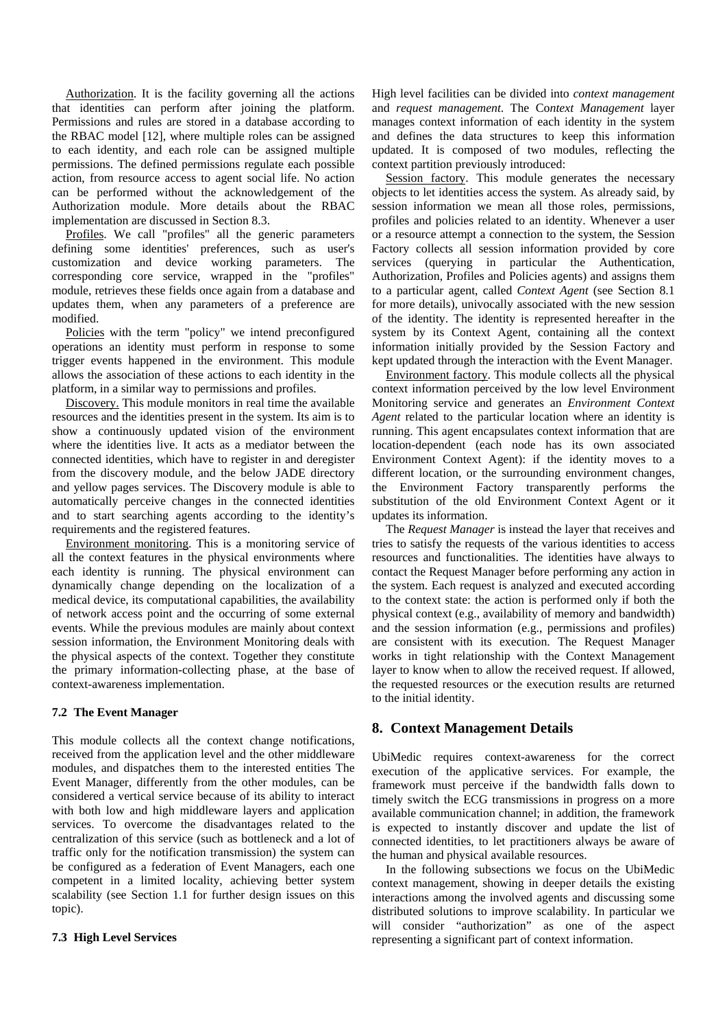Authorization. It is the facility governing all the actions that identities can perform after joining the platform. Permissions and rules are stored in a database according to the RBAC model [12], where multiple roles can be assigned to each identity, and each role can be assigned multiple permissions. The defined permissions regulate each possible action, from resource access to agent social life. No action can be performed without the acknowledgement of the Authorization module. More details about the RBAC implementation are discussed in Section 8.3.

Profiles. We call "profiles" all the generic parameters defining some identities' preferences, such as user's customization and device working parameters. The corresponding core service, wrapped in the "profiles" module, retrieves these fields once again from a database and updates them, when any parameters of a preference are modified.

Policies with the term "policy" we intend preconfigured operations an identity must perform in response to some trigger events happened in the environment. This module allows the association of these actions to each identity in the platform, in a similar way to permissions and profiles.

Discovery. This module monitors in real time the available resources and the identities present in the system. Its aim is to show a continuously updated vision of the environment where the identities live. It acts as a mediator between the connected identities, which have to register in and deregister from the discovery module, and the below JADE directory and yellow pages services. The Discovery module is able to automatically perceive changes in the connected identities and to start searching agents according to the identity's requirements and the registered features.

Environment monitoring. This is a monitoring service of all the context features in the physical environments where each identity is running. The physical environment can dynamically change depending on the localization of a medical device, its computational capabilities, the availability of network access point and the occurring of some external events. While the previous modules are mainly about context session information, the Environment Monitoring deals with the physical aspects of the context. Together they constitute the primary information-collecting phase, at the base of context-awareness implementation.

### 7.2 The Event Manager

This module collects all the context change notifications, received from the application level and the other middleware modules, and dispatches them to the interested entities The Event Manager, differently from the other modules, can be considered a vertical service because of its ability to interact with both low and high middleware layers and application services. To overcome the disadvantages related to the centralization of this service (such as bottleneck and a lot of traffic only for the notification transmission) the system can be configured as a federation of Event Managers, each one competent in a limited locality, achieving better system scalability (see Section 1.1 for further design issues on this topic).

### 7.3 High Level Services

High level facilities can be divided into *context management* and *request management*. The C*ontext Management* layer manages context information of each identity in the system and defines the data structures to keep this information updated. It is composed of two modules, reflecting the context partition previously introduced:

Session factory. This module generates the necessary objects to let identities access the system. As already said, by session information we mean all those roles, permissions, profiles and policies related to an identity. Whenever a user or a resource attempt a connection to the system, the Session Factory collects all session information provided by core services (querying in particular the Authentication, Authorization, Profiles and Policies agents) and assigns them to a particular agent, called *Context Agent* (see Section 8.1 for more details), univocally associated with the new session of the identity. The identity is represented hereafter in the system by its Context Agent, containing all the context information initially provided by the Session Factory and kept updated through the interaction with the Event Manager.

Environment factory. This module collects all the physical context information perceived by the low level Environment Monitoring service and generates an *Environment Context Agent* related to the particular location where an identity is running. This agent encapsulates context information that are location-dependent (each node has its own associated Environment Context Agent): if the identity moves to a different location, or the surrounding environment changes, the Environment Factory transparently performs the substitution of the old Environment Context Agent or it updates its information.

The *Request Manager* is instead the layer that receives and tries to satisfy the requests of the various identities to access resources and functionalities. The identities have always to contact the Request Manager before performing any action in the system. Each request is analyzed and executed according to the context state: the action is performed only if both the physical context (e.g., availability of memory and bandwidth) and the session information (e.g., permissions and profiles) are consistent with its execution. The Request Manager works in tight relationship with the Context Management layer to know when to allow the received request. If allowed, the requested resources or the execution results are returned to the initial identity.

## 8. Context Management Details

UbiMedic requires context-awareness for the correct execution of the applicative services. For example, the framework must perceive if the bandwidth falls down to timely switch the ECG transmissions in progress on a more available communication channel; in addition, the framework is expected to instantly discover and update the list of connected identities, to let practitioners always be aware of the human and physical available resources.

In the following subsections we focus on the UbiMedic context management, showing in deeper details the existing interactions among the involved agents and discussing some distributed solutions to improve scalability. In particular we will consider "authorization" as one of the aspect representing a significant part of context information.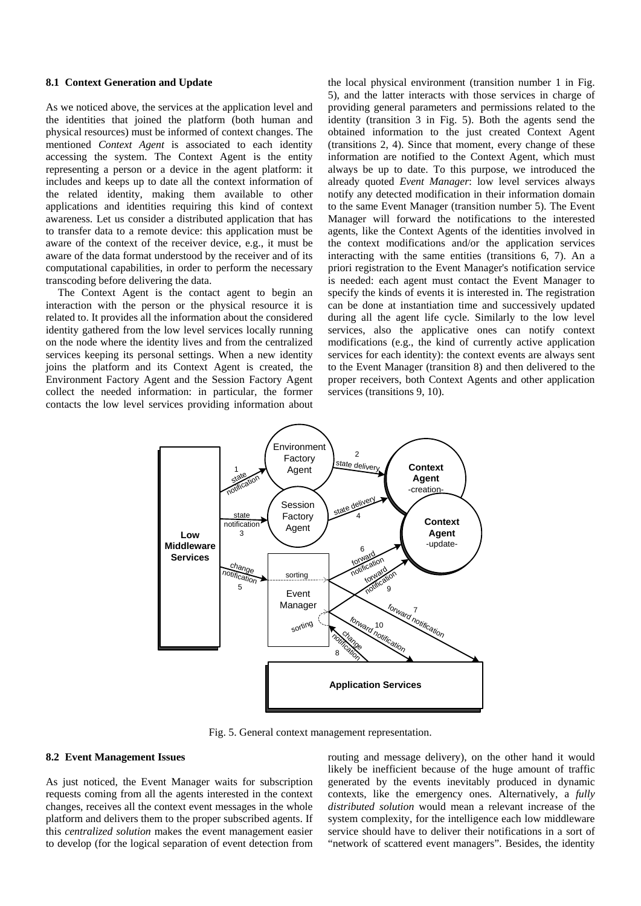### 8.1 Context Generation and Update

As we noticed above, the services at the application level and the identities that joined the platform (both human and physical resources) must be informed of context changes. The mentioned *Context Agent* is associated to each identity accessing the system. The Context Agent is the entity representing a person or a device in the agent platform: it includes and keeps up to date all the context information of the related identity, making them available to other applications and identities requiring this kind of context awareness. Let us consider a distributed application that has to transfer data to a remote device: this application must be aware of the context of the receiver device, e.g., it must be aware of the data format understood by the receiver and of its computational capabilities, in order to perform the necessary transcoding before delivering the data.

The Context Agent is the contact agent to begin an interaction with the person or the physical resource it is related to. It provides all the information about the considered identity gathered from the low level services locally running on the node where the identity lives and from the centralized services keeping its personal settings. When a new identity joins the platform and its Context Agent is created, the Environment Factory Agent and the Session Factory Agent collect the needed information: in particular, the former contacts the low level services providing information about the local physical environment (transition number 1 in Fig. 5), and the latter interacts with those services in charge of providing general parameters and permissions related to the identity (transition 3 in Fig. 5). Both the agents send the obtained information to the just created Context Agent (transitions 2, 4). Since that moment, every change of these information are notified to the Context Agent, which must always be up to date. To this purpose, we introduced the already quoted *Event Manager*: low level services always notify any detected modification in their information domain to the same Event Manager (transition number 5). The Event Manager will forward the notifications to the interested agents, like the Context Agents of the identities involved in the context modifications and/or the application services interacting with the same entities (transitions 6, 7). An a priori registration to the Event Manager's notification service is needed: each agent must contact the Event Manager to specify the kinds of events it is interested in. The registration can be done at instantiation time and successively updated during all the agent life cycle. Similarly to the low level services, also the applicative ones can notify context modifications (e.g., the kind of currently active application services for each identity): the context events are always sent to the Event Manager (transition 8) and then delivered to the proper receivers, both Context Agents and other application services (transitions 9, 10).

Fig. 5. General context management representation.

### 8.2 Event Management Issues

As just noticed, the Event Manager waits for subscription requests coming from all the agents interested in the context changes, receives all the context event messages in the whole platform and delivers them to the proper subscribed agents. If this *centralized solution* makes the event management easier to develop (for the logical separation of event detection from routing and message delivery), on the other hand it would likely be inefficient because of the huge amount of traffic generated by the events inevitably produced in dynamic contexts, like the emergency ones. Alternatively, a *fully distributed solution* would mean a relevant increase of the system complexity, for the intelligence each low middleware service should have to deliver their notifications in a sort of "network of scattered event managers". Besides, the identity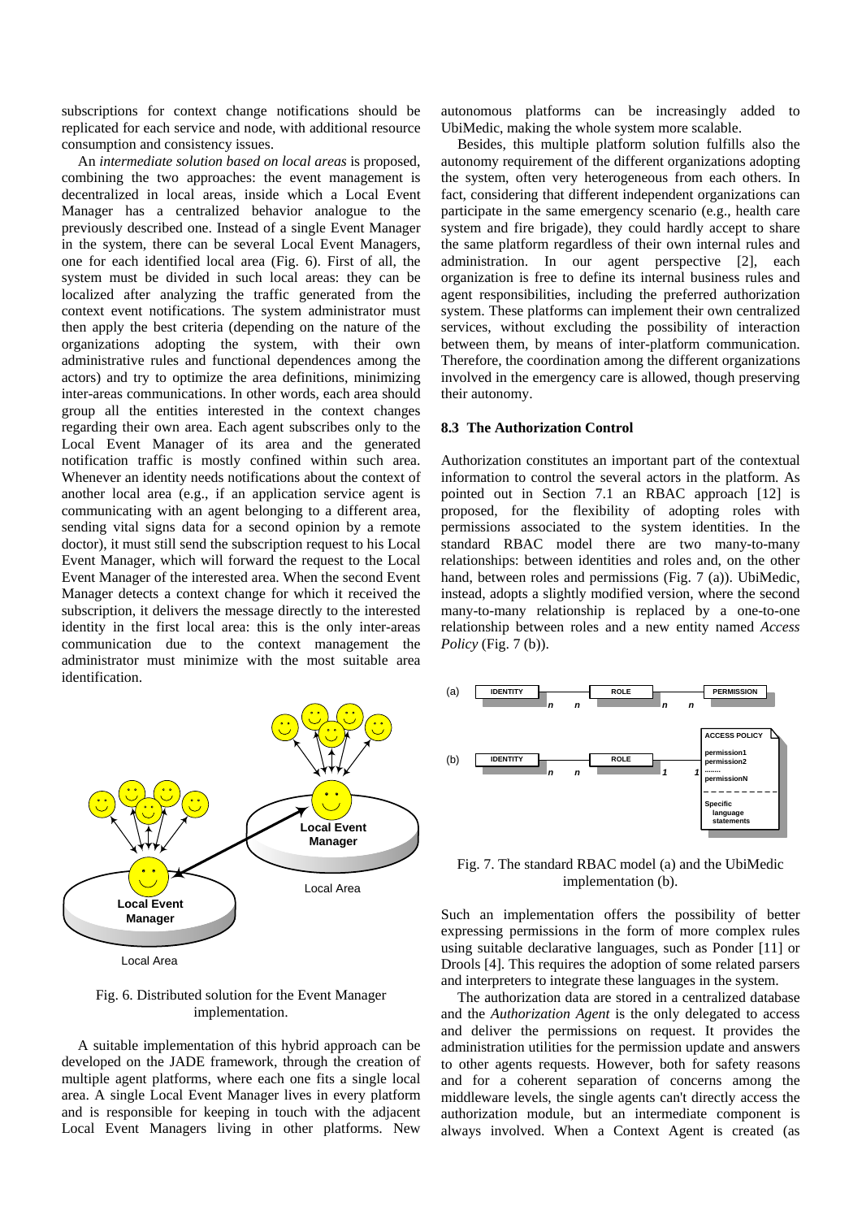subscriptions for context change notifications should be replicated for each service and node, with additional resource consumption and consistency issues.

An *intermediate solution based on local areas* is proposed, combining the two approaches: the event management is decentralized in local areas, inside which a Local Event Manager has a centralized behavior analogue to the previously described one. Instead of a single Event Manager in the system, there can be several Local Event Managers, one for each identified local area (Fig. 6). First of all, the system must be divided in such local areas: they can be localized after analyzing the traffic generated from the context event notifications. The system administrator must then apply the best criteria (depending on the nature of the organizations adopting the system, with their own administrative rules and functional dependences among the actors) and try to optimize the area definitions, minimizing inter-areas communications. In other words, each area should group all the entities interested in the context changes regarding their own area. Each agent subscribes only to the Local Event Manager of its area and the generated notification traffic is mostly confined within such area. Whenever an identity needs notifications about the context of another local area (e.g., if an application service agent is communicating with an agent belonging to a different area, sending vital signs data for a second opinion by a remote doctor), it must still send the subscription request to his Local Event Manager, which will forward the request to the Local Event Manager of the interested area. When the second Event Manager detects a context change for which it received the subscription, it delivers the message directly to the interested identity in the first local area: this is the only inter-areas communication due to the context management the administrator must minimize with the most suitable area identification.

Fig. 6. Distributed solution for the Event Manager implementation.

A suitable implementation of this hybrid approach can be developed on the JADE framework, through the creation of multiple agent platforms, where each one fits a single local area. A single Local Event Manager lives in every platform and is responsible for keeping in touch with the adjacent Local Event Managers living in other platforms. New autonomous platforms can be increasingly added to UbiMedic, making the whole system more scalable.

Besides, this multiple platform solution fulfills also the autonomy requirement of the different organizations adopting the system, often very heterogeneous from each others. In fact, considering that different independent organizations can participate in the same emergency scenario (e.g., health care system and fire brigade), they could hardly accept to share the same platform regardless of their own internal rules and administration. In our agent perspective [2], each organization is free to define its internal business rules and agent responsibilities, including the preferred authorization system. These platforms can implement their own centralized services, without excluding the possibility of interaction between them, by means of inter-platform communication. Therefore, the coordination among the different organizations involved in the emergency care is allowed, though preserving their autonomy.

### 8.3 The Authorization Control

Authorization constitutes an important part of the contextual information to control the several actors in the platform. As pointed out in Section 7.1 an RBAC approach [12] is proposed, for the flexibility of adopting roles with permissions associated to the system identities. In the standard RBAC model there are two many-to-many relationships: between identities and roles and, on the other hand, between roles and permissions (Fig. 7 (a)). UbiMedic, instead, adopts a slightly modified version, where the second many-to-many relationship is replaced by a one-to-one relationship between roles and a new entity named *Access Policy* (Fig. 7 (b)).

Fig. 7. The standard RBAC model (a) and the UbiMedic implementation (b).

Such an implementation offers the possibility of better expressing permissions in the form of more complex rules using suitable declarative languages, such as Ponder [11] or Drools [4]. This requires the adoption of some related parsers and interpreters to integrate these languages in the system.

The authorization data are stored in a centralized database and the *Authorization Agent* is the only delegated to access and deliver the permissions on request. It provides the administration utilities for the permission update and answers to other agents requests. However, both for safety reasons and for a coherent separation of concerns among the middleware levels, the single agents can't directly access the authorization module, but an intermediate component is always involved. When a Context Agent is created (as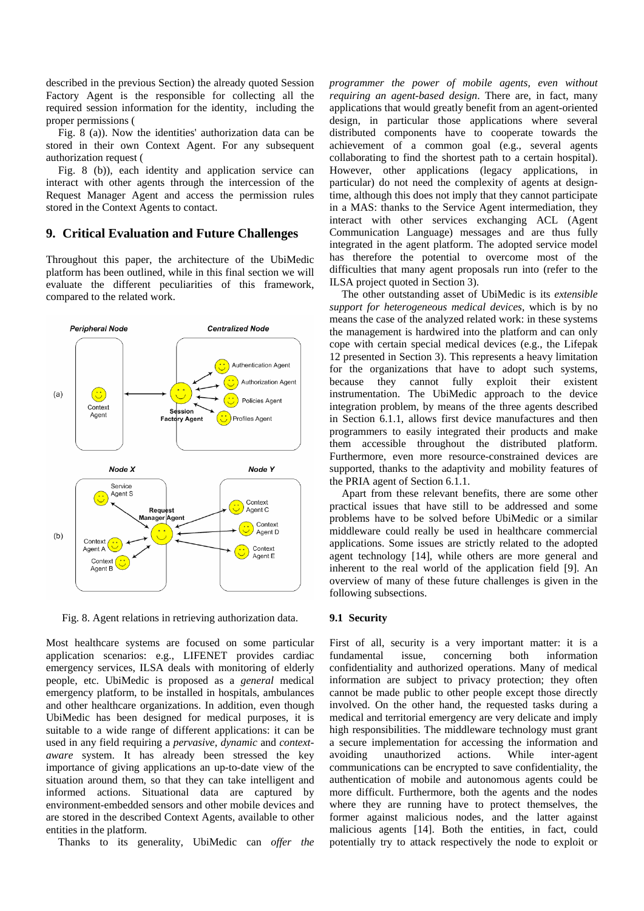described in the previous Section) the already quoted Session Factory Agent is the responsible for collecting all the required session information for the identity, including the proper permissions (Fig. 8 (a)). Now the identities' authorization data can be stored in their own Context Agent. For any subsequent authorization request (Fig. 8 (b)), each identity and application service can interact with other agents through the intercession of the Request Manager Agent and access the permission rules stored in the Context Agents to contact.

## 9. Critical Evaluation and Future Challenges

Throughout this paper, the architecture of the UbiMedic platform has been outlined, while in this final section we will evaluate the different peculiarities of this framework, compared to the related work.

Fig. 8. Agent relations in retrieving authorization data.

Most healthcare systems are focused on some particular application scenarios: e.g., LIFENET provides cardiac emergency services, ILSA deals with monitoring of elderly people, etc. UbiMedic is proposed as a *general* medical emergency platform, to be installed in hospitals, ambulances and other healthcare organizations. In addition, even though UbiMedic has been designed for medical purposes, it is suitable to a wide range of different applications: it can be used in any field requiring a *pervasive*, *dynamic* and *context-aware* system. It has already been stressed the key importance of giving applications an up-to-date view of the situation around them, so that they can take intelligent and informed actions. Situational data are captured by environment-embedded sensors and other mobile devices and are stored in the described Context Agents, available to other entities in the platform.

Thanks to its generality, UbiMedic can *offer the programmer the power of mobile agents, even without requiring an agent-based design*. There are, in fact, many applications that would greatly benefit from an agent-oriented design, in particular those applications where several distributed components have to cooperate towards the achievement of a common goal (e.g., several agents collaborating to find the shortest path to a certain hospital). However, other applications (legacy applications, in particular) do not need the complexity of agents at design-time, although this does not imply that they cannot participate in a MAS: thanks to the Service Agent intermediation, they interact with other services exchanging ACL (Agent Communication Language) messages and are thus fully integrated in the agent platform. The adopted service model has therefore the potential to overcome most of the difficulties that many agent proposals run into (refer to the ILSA project quoted in Section 3).

The other outstanding asset of UbiMedic is its *extensible support for heterogeneous medical devices*, which is by no means the case of the analyzed related work: in these systems the management is hardwired into the platform and can only cope with certain special medical devices (e.g., the Lifepak 12 presented in Section 3). This represents a heavy limitation for the organizations that have to adopt such systems, because they cannot fully exploit their existent instrumentation. The UbiMedic approach to the device integration problem, by means of the three agents described in Section 6.1.1, allows first device manufactures and then programmers to easily integrated their products and make them accessible throughout the distributed platform. Furthermore, even more resource-constrained devices are supported, thanks to the adaptivity and mobility features of the PRIA agent of Section 6.1.1.

Apart from these relevant benefits, there are some other practical issues that have still to be addressed and some problems have to be solved before UbiMedic or a similar middleware could really be used in healthcare commercial applications. Some issues are strictly related to the adopted agent technology [14], while others are more general and inherent to the real world of the application field [9]. An overview of many of these future challenges is given in the following subsections.

### 9.1 Security

First of all, security is a very important matter: it is a fundamental issue, concerning both information confidentiality and authorized operations. Many of medical information are subject to privacy protection; they often cannot be made public to other people except those directly involved. On the other hand, the requested tasks during a medical and territorial emergency are very delicate and imply high responsibilities. The middleware technology must grant a secure implementation for accessing the information and avoiding unauthorized actions. While inter-agent communications can be encrypted to save confidentiality, the authentication of mobile and autonomous agents could be more difficult. Furthermore, both the agents and the nodes where they are running have to protect themselves, the former against malicious nodes, and the latter against malicious agents [14]. Both the entities, in fact, could potentially try to attack respectively the node to exploit or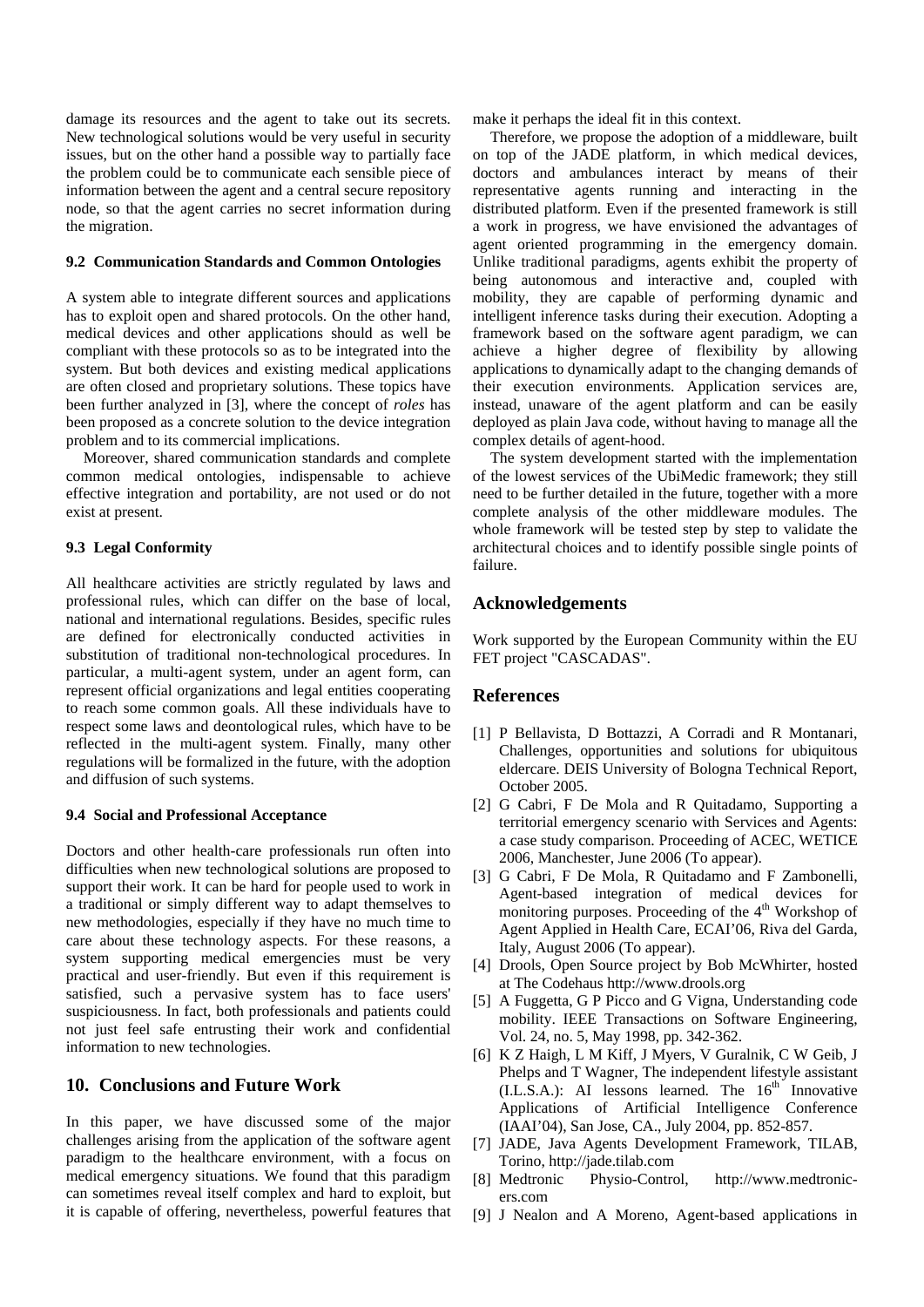damage its resources and the agent to take out its secrets. New technological solutions would be very useful in security issues, but on the other hand a possible way to partially face the problem could be to communicate each sensible piece of information between the agent and a central secure repository node, so that the agent carries no secret information during the migration.

### 9.2 Communication Standards and Common Ontologies

A system able to integrate different sources and applications has to exploit open and shared protocols. On the other hand, medical devices and other applications should as well be compliant with these protocols so as to be integrated into the system. But both devices and existing medical applications are often closed and proprietary solutions. These topics have been further analyzed in [3], where the concept of *roles* has been proposed as a concrete solution to the device integration problem and to its commercial implications.

Moreover, shared communication standards and complete common medical ontologies, indispensable to achieve effective integration and portability, are not used or do not exist at present.

### 9.3 Legal Conformity

All healthcare activities are strictly regulated by laws and professional rules, which can differ on the base of local, national and international regulations. Besides, specific rules are defined for electronically conducted activities in substitution of traditional non-technological procedures. In particular, a multi-agent system, under an agent form, can represent official organizations and legal entities cooperating to reach some common goals. All these individuals have to respect some laws and deontological rules, which have to be reflected in the multi-agent system. Finally, many other regulations will be formalized in the future, with the adoption and diffusion of such systems.

### 9.4 Social and Professional Acceptance

Doctors and other health-care professionals run often into difficulties when new technological solutions are proposed to support their work. It can be hard for people used to work in a traditional or simply different way to adapt themselves to new methodologies, especially if they have no much time to care about these technology aspects. For these reasons, a system supporting medical emergencies must be very practical and user-friendly. But even if this requirement is satisfied, such a pervasive system has to face users' suspiciousness. In fact, both professionals and patients could not just feel safe entrusting their work and confidential information to new technologies.

## 10. Conclusions and Future Work

In this paper, we have discussed some of the major challenges arising from the application of the software agent paradigm to the healthcare environment, with a focus on medical emergency situations. We found that this paradigm can sometimes reveal itself complex and hard to exploit, but it is capable of offering, nevertheless, powerful features that make it perhaps the ideal fit in this context.

Therefore, we propose the adoption of a middleware, built on top of the JADE platform, in which medical devices, doctors and ambulances interact by means of their representative agents running and interacting in the distributed platform. Even if the presented framework is still a work in progress, we have envisioned the advantages of agent oriented programming in the emergency domain. Unlike traditional paradigms, agents exhibit the property of being autonomous and interactive and, coupled with mobility, they are capable of performing dynamic and intelligent inference tasks during their execution. Adopting a framework based on the software agent paradigm, we can achieve a higher degree of flexibility by allowing applications to dynamically adapt to the changing demands of their execution environments. Application services are, instead, unaware of the agent platform and can be easily deployed as plain Java code, without having to manage all the complex details of agent-hood.

The system development started with the implementation of the lowest services of the UbiMedic framework; they still need to be further detailed in the future, together with a more complete analysis of the other middleware modules. The whole framework will be tested step by step to validate the architectural choices and to identify possible single points of failure.

## Acknowledgements

Work supported by the European Community within the EU FET project "CASCADAS".

## References

[1] P Bellavista, D Bottazzi, A Corradi and R Montanari, Challenges, opportunities and solutions for ubiquitous eldercare. DEIS University of Bologna Technical Report, October 2005.

[2] G Cabri, F De Mola and R Quitadamo, Supporting a territorial emergency scenario with Services and Agents: a case study comparison. Proceeding of ACEC, WETICE 2006, Manchester, June 2006 (To appear).

[3] G Cabri, F De Mola, R Quitadamo and F Zambonelli, Agent-based integration of medical devices for monitoring purposes. Proceeding of the 4th Workshop of Agent Applied in Health Care, ECAI'06, Riva del Garda, Italy, August 2006 (To appear).

[4] Drools, Open Source project by Bob McWhirter, hosted at The Codehaus http://www.drools.org

[5] A Fuggetta, G P Picco and G Vigna, Understanding code mobility. IEEE Transactions on Software Engineering, Vol. 24, no. 5, May 1998, pp. 342-362.

[6] K Z Haigh, L M Kiff, J Myers, V Guralnik, C W Geib, J Phelps and T Wagner, The independent lifestyle assistant (I.L.S.A.): AI lessons learned. The 16th Innovative Applications of Artificial Intelligence Conference (IAAI'04), San Jose, CA., July 2004, pp. 852-857.

[7] JADE, Java Agents Development Framework, TILAB, Torino, http://jade.tilab.com

[8] Medtronic Physio-Control, http://www.medtronic-ers.com

[9] J Nealon and A Moreno, Agent-based applications in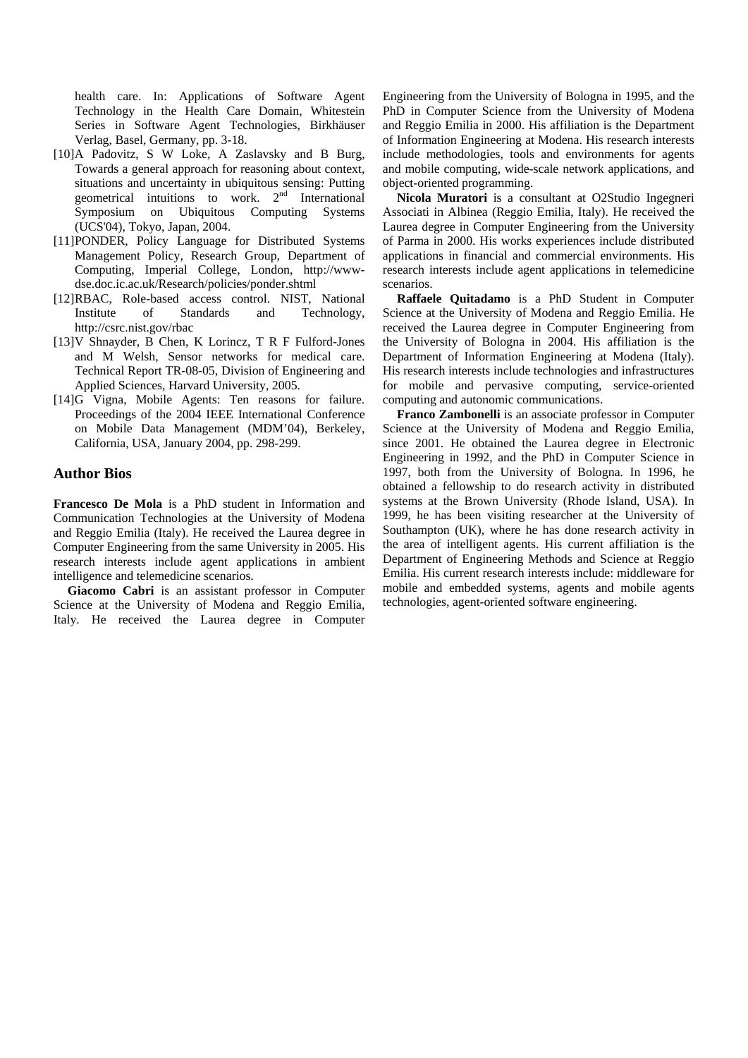health care. In: Applications of Software Agent Technology in the Health Care Domain, Whitestein Series in Software Agent Technologies, Birkhäuser Verlag, Basel, Germany, pp. 3-18.

[10] A Padovitz, S W Loke, A Zaslavsky and B Burg, Towards a general approach for reasoning about context, situations and uncertainty in ubiquitous sensing: Putting geometrical intuitions to work. 2nd International Symposium on Ubiquitous Computing Systems (UCS'04), Tokyo, Japan, 2004.

[11] PONDER, Policy Language for Distributed Systems Management Policy, Research Group, Department of Computing, Imperial College, London, http://www-dse.doc.ic.ac.uk/Research/policies/ponder.shtml

[12] RBAC, Role-based access control. NIST, National Institute of Standards and Technology, http://csrc.nist.gov/rbac

[13] V Shnayder, B Chen, K Lorincz, T R F Fulford-Jones and M Welsh, Sensor networks for medical care. Technical Report TR-08-05, Division of Engineering and Applied Sciences, Harvard University, 2005.

[14] G Vigna, Mobile Agents: Ten reasons for failure. Proceedings of the 2004 IEEE International Conference on Mobile Data Management (MDM'04), Berkeley, California, USA, January 2004, pp. 298-299.

## Author Bios

**Francesco De Mola** is a PhD student in Information and Communication Technologies at the University of Modena and Reggio Emilia (Italy). He received the Laurea degree in Computer Engineering from the same University in 2005. His research interests include agent applications in ambient intelligence and telemedicine scenarios.

**Giacomo Cabri** is an assistant professor in Computer Science at the University of Modena and Reggio Emilia, Italy. He received the Laurea degree in Computer Engineering from the University of Bologna in 1995, and the PhD in Computer Science from the University of Modena and Reggio Emilia in 2000. His affiliation is the Department of Information Engineering at Modena. His research interests include methodologies, tools and environments for agents and mobile computing, wide-scale network applications, and object-oriented programming.

**Nicola Muratori** is a consultant at O2Studio Ingegneri Associati in Albinea (Reggio Emilia, Italy). He received the Laurea degree in Computer Engineering from the University of Parma in 2000. His works experiences include distributed applications in financial and commercial environments. His research interests include agent applications in telemedicine scenarios.

**Raffaele Quitadamo** is a PhD Student in Computer Science at the University of Modena and Reggio Emilia. He received the Laurea degree in Computer Engineering from the University of Bologna in 2004. His affiliation is the Department of Information Engineering at Modena (Italy). His research interests include technologies and infrastructures for mobile and pervasive computing, service-oriented computing and autonomic communications.

**Franco Zambonelli** is an associate professor in Computer Science at the University of Modena and Reggio Emilia, since 2001. He obtained the Laurea degree in Electronic Engineering in 1992, and the PhD in Computer Science in 1997, both from the University of Bologna. In 1996, he obtained a fellowship to do research activity in distributed systems at the Brown University (Rhode Island, USA). In 1999, he has been visiting researcher at the University of Southampton (UK), where he has done research activity in the area of intelligent agents. His current affiliation is the Department of Engineering Methods and Science at Reggio Emilia. His current research interests include: middleware for mobile and embedded systems, agents and mobile agents technologies, agent-oriented software engineering.